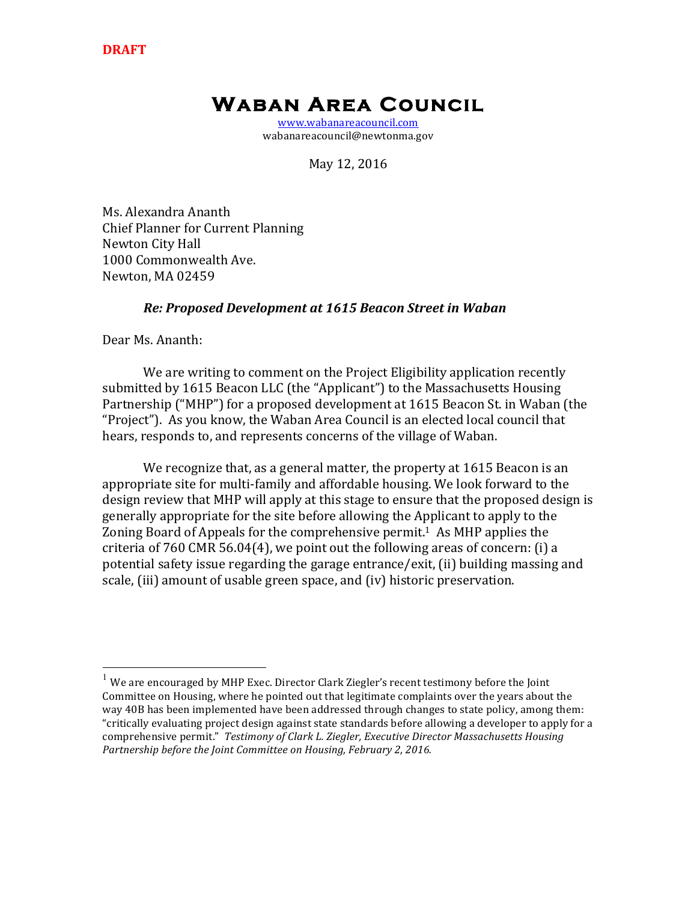**DRAFT**

# Waban Area Council

www.wabanareacouncil.com
wabanareacouncil@newtonma.gov

May 12, 2016

Ms. Alexandra Ananth
Chief Planner for Current Planning
Newton City Hall
1000 Commonwealth Ave.
Newton, MA 02459

***Re: Proposed Development at 1615 Beacon Street in Waban***

Dear Ms. Ananth:

We are writing to comment on the Project Eligibility application recently submitted by 1615 Beacon LLC (the "Applicant") to the Massachusetts Housing Partnership ("MHP") for a proposed development at 1615 Beacon St. in Waban (the "Project"). As you know, the Waban Area Council is an elected local council that hears, responds to, and represents concerns of the village of Waban.

We recognize that, as a general matter, the property at 1615 Beacon is an appropriate site for multi-family and affordable housing. We look forward to the design review that MHP will apply at this stage to ensure that the proposed design is generally appropriate for the site before allowing the Applicant to apply to the Zoning Board of Appeals for the comprehensive permit.[1] As MHP applies the criteria of 760 CMR 56.04(4), we point out the following areas of concern: (i) a potential safety issue regarding the garage entrance/exit, (ii) building massing and scale, (iii) amount of usable green space, and (iv) historic preservation.

---

[1] We are encouraged by MHP Exec. Director Clark Ziegler's recent testimony before the Joint Committee on Housing, where he pointed out that legitimate complaints over the years about the way 40B has been implemented have been addressed through changes to state policy, among them: "critically evaluating project design against state standards before allowing a developer to apply for a comprehensive permit." *Testimony of Clark L. Ziegler, Executive Director Massachusetts Housing Partnership before the Joint Committee on Housing, February 2, 2016.*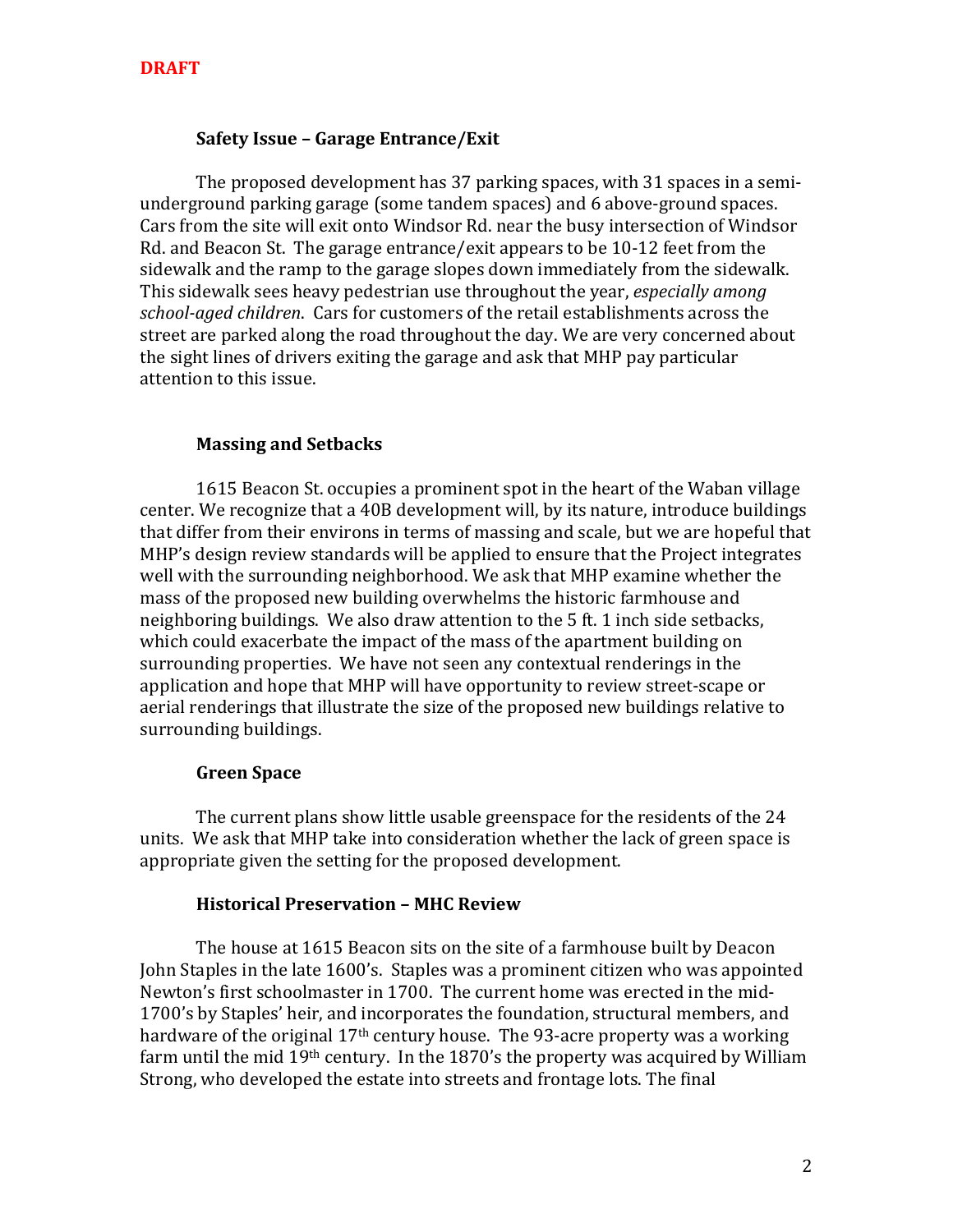**DRAFT**

### Safety Issue – Garage Entrance/Exit

The proposed development has 37 parking spaces, with 31 spaces in a semi-underground parking garage (some tandem spaces) and 6 above-ground spaces. Cars from the site will exit onto Windsor Rd. near the busy intersection of Windsor Rd. and Beacon St. The garage entrance/exit appears to be 10-12 feet from the sidewalk and the ramp to the garage slopes down immediately from the sidewalk. This sidewalk sees heavy pedestrian use throughout the year, *especially among school-aged children*. Cars for customers of the retail establishments across the street are parked along the road throughout the day. We are very concerned about the sight lines of drivers exiting the garage and ask that MHP pay particular attention to this issue.

### Massing and Setbacks

1615 Beacon St. occupies a prominent spot in the heart of the Waban village center. We recognize that a 40B development will, by its nature, introduce buildings that differ from their environs in terms of massing and scale, but we are hopeful that MHP's design review standards will be applied to ensure that the Project integrates well with the surrounding neighborhood. We ask that MHP examine whether the mass of the proposed new building overwhelms the historic farmhouse and neighboring buildings. We also draw attention to the 5 ft. 1 inch side setbacks, which could exacerbate the impact of the mass of the apartment building on surrounding properties. We have not seen any contextual renderings in the application and hope that MHP will have opportunity to review street-scape or aerial renderings that illustrate the size of the proposed new buildings relative to surrounding buildings.

### Green Space

The current plans show little usable greenspace for the residents of the 24 units. We ask that MHP take into consideration whether the lack of green space is appropriate given the setting for the proposed development.

### Historical Preservation – MHC Review

The house at 1615 Beacon sits on the site of a farmhouse built by Deacon John Staples in the late 1600's. Staples was a prominent citizen who was appointed Newton's first schoolmaster in 1700. The current home was erected in the mid-1700's by Staples' heir, and incorporates the foundation, structural members, and hardware of the original 17th century house. The 93-acre property was a working farm until the mid 19th century. In the 1870's the property was acquired by William Strong, who developed the estate into streets and frontage lots. The final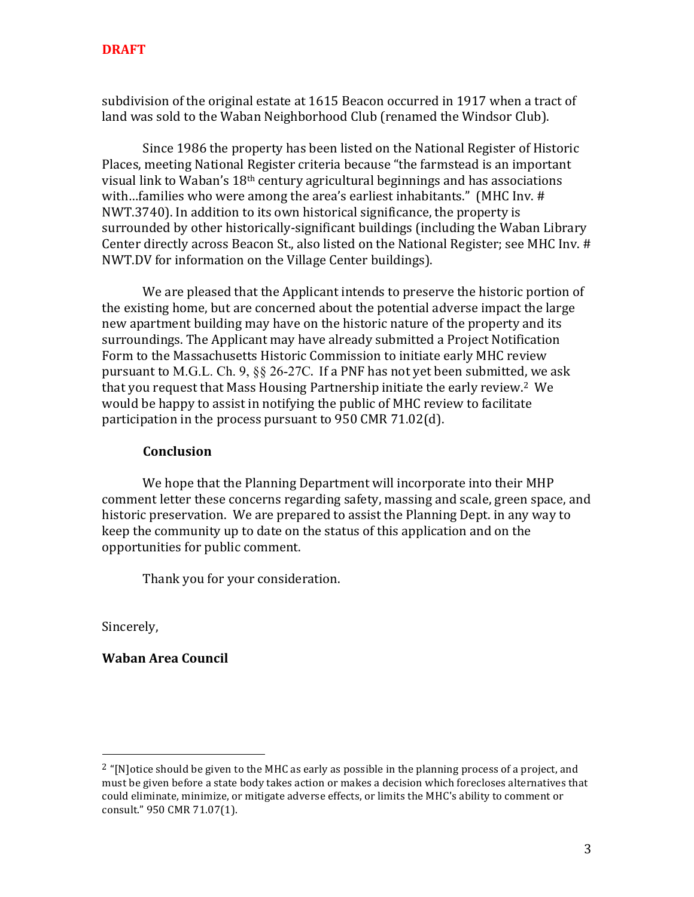**DRAFT**

subdivision of the original estate at 1615 Beacon occurred in 1917 when a tract of land was sold to the Waban Neighborhood Club (renamed the Windsor Club).

Since 1986 the property has been listed on the National Register of Historic Places, meeting National Register criteria because "the farmstead is an important visual link to Waban's 18th century agricultural beginnings and has associations with…families who were among the area's earliest inhabitants." (MHC Inv. # NWT.3740). In addition to its own historical significance, the property is surrounded by other historically-significant buildings (including the Waban Library Center directly across Beacon St., also listed on the National Register; see MHC Inv. # NWT.DV for information on the Village Center buildings).

We are pleased that the Applicant intends to preserve the historic portion of the existing home, but are concerned about the potential adverse impact the large new apartment building may have on the historic nature of the property and its surroundings. The Applicant may have already submitted a Project Notification Form to the Massachusetts Historic Commission to initiate early MHC review pursuant to M.G.L. Ch. 9, §§ 26-27C. If a PNF has not yet been submitted, we ask that you request that Mass Housing Partnership initiate the early review.[2] We would be happy to assist in notifying the public of MHC review to facilitate participation in the process pursuant to 950 CMR 71.02(d).

**Conclusion**

We hope that the Planning Department will incorporate into their MHP comment letter these concerns regarding safety, massing and scale, green space, and historic preservation. We are prepared to assist the Planning Dept. in any way to keep the community up to date on the status of this application and on the opportunities for public comment.

Thank you for your consideration.

Sincerely,

**Waban Area Council**

---

[2] "[N]otice should be given to the MHC as early as possible in the planning process of a project, and must be given before a state body takes action or makes a decision which forecloses alternatives that could eliminate, minimize, or mitigate adverse effects, or limits the MHC's ability to comment or consult." 950 CMR 71.07(1).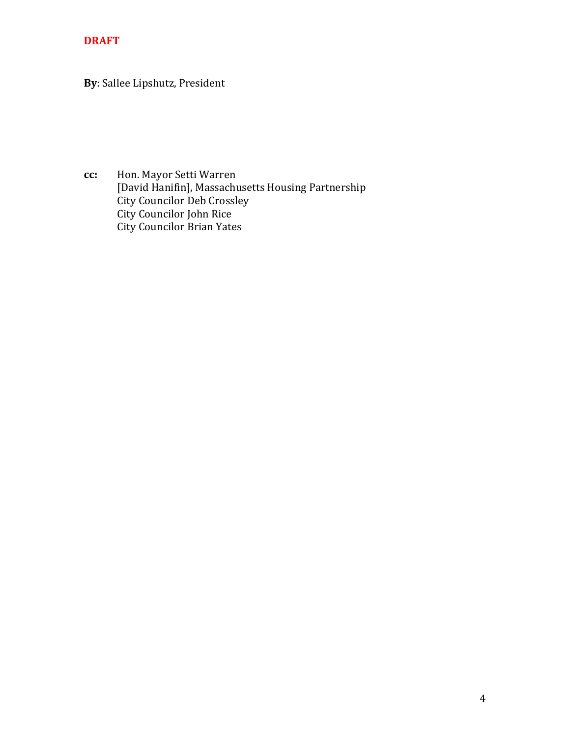**DRAFT**

**By**: Sallee Lipshutz, President

**cc:** Hon. Mayor Setti Warren
[David Hanifin], Massachusetts Housing Partnership
City Councilor Deb Crossley
City Councilor John Rice
City Councilor Brian Yates